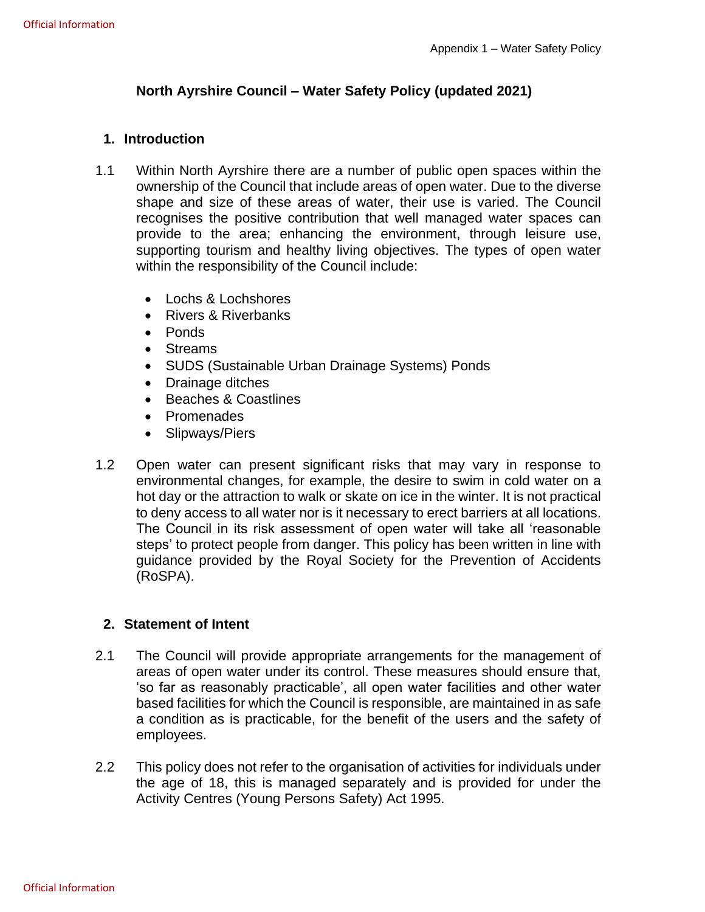Appendix 1 – Water Safety Policy

# North Ayrshire Council – Water Safety Policy (updated 2021)

## 1. Introduction

1.1 Within North Ayrshire there are a number of public open spaces within the ownership of the Council that include areas of open water. Due to the diverse shape and size of these areas of water, their use is varied. The Council recognises the positive contribution that well managed water spaces can provide to the area; enhancing the environment, through leisure use, supporting tourism and healthy living objectives. The types of open water within the responsibility of the Council include:

- Lochs & Lochshores
- Rivers & Riverbanks
- Ponds
- Streams
- SUDS (Sustainable Urban Drainage Systems) Ponds
- Drainage ditches
- Beaches & Coastlines
- Promenades
- Slipways/Piers

1.2 Open water can present significant risks that may vary in response to environmental changes, for example, the desire to swim in cold water on a hot day or the attraction to walk or skate on ice in the winter. It is not practical to deny access to all water nor is it necessary to erect barriers at all locations. The Council in its risk assessment of open water will take all 'reasonable steps' to protect people from danger. This policy has been written in line with guidance provided by the Royal Society for the Prevention of Accidents (RoSPA).

## 2. Statement of Intent

2.1 The Council will provide appropriate arrangements for the management of areas of open water under its control. These measures should ensure that, 'so far as reasonably practicable', all open water facilities and other water based facilities for which the Council is responsible, are maintained in as safe a condition as is practicable, for the benefit of the users and the safety of employees.

2.2 This policy does not refer to the organisation of activities for individuals under the age of 18, this is managed separately and is provided for under the Activity Centres (Young Persons Safety) Act 1995.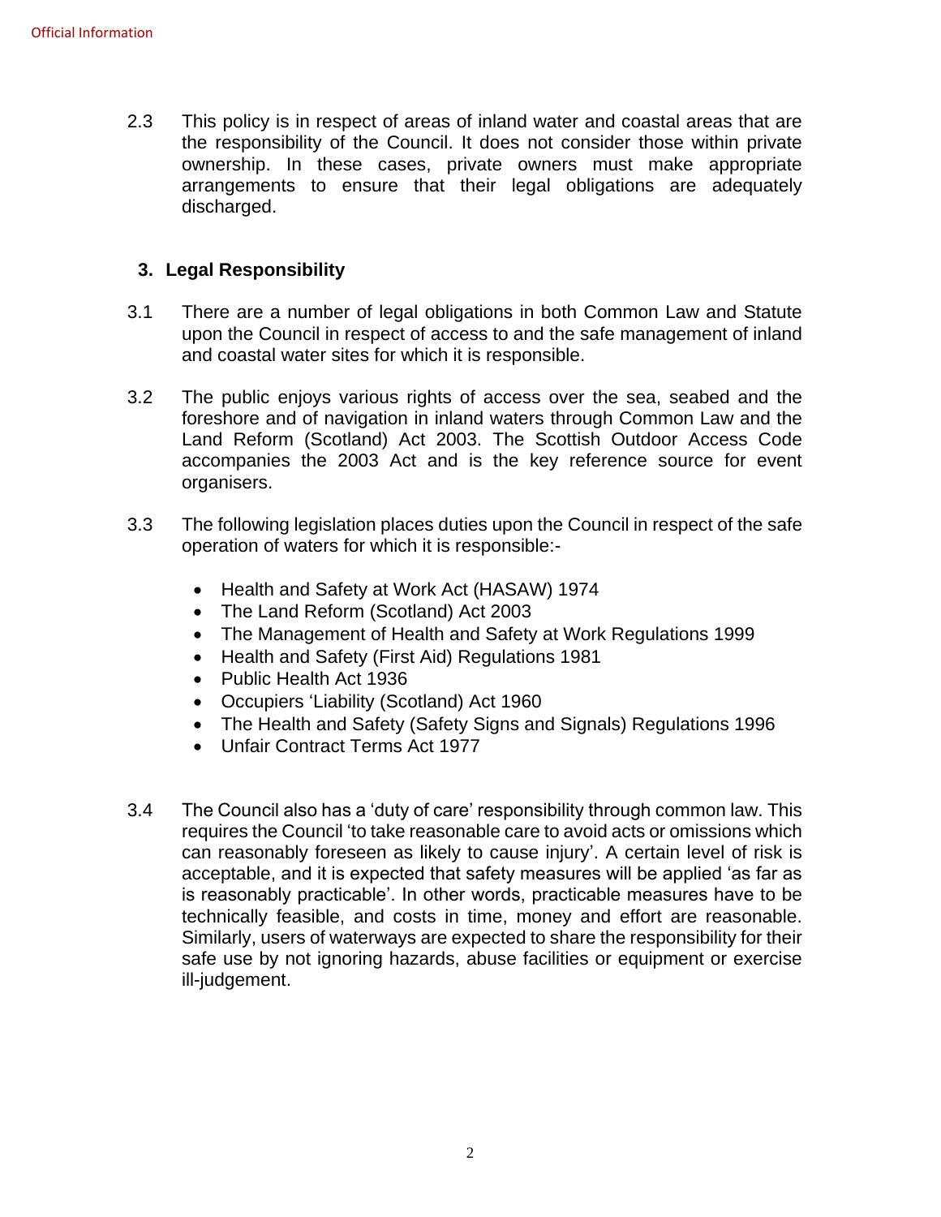2.3 This policy is in respect of areas of inland water and coastal areas that are the responsibility of the Council. It does not consider those within private ownership. In these cases, private owners must make appropriate arrangements to ensure that their legal obligations are adequately discharged.

## 3. Legal Responsibility

3.1 There are a number of legal obligations in both Common Law and Statute upon the Council in respect of access to and the safe management of inland and coastal water sites for which it is responsible.

3.2 The public enjoys various rights of access over the sea, seabed and the foreshore and of navigation in inland waters through Common Law and the Land Reform (Scotland) Act 2003. The Scottish Outdoor Access Code accompanies the 2003 Act and is the key reference source for event organisers.

3.3 The following legislation places duties upon the Council in respect of the safe operation of waters for which it is responsible:-

- Health and Safety at Work Act (HASAW) 1974
- The Land Reform (Scotland) Act 2003
- The Management of Health and Safety at Work Regulations 1999
- Health and Safety (First Aid) Regulations 1981
- Public Health Act 1936
- Occupiers 'Liability (Scotland) Act 1960
- The Health and Safety (Safety Signs and Signals) Regulations 1996
- Unfair Contract Terms Act 1977

3.4 The Council also has a 'duty of care' responsibility through common law. This requires the Council 'to take reasonable care to avoid acts or omissions which can reasonably foreseen as likely to cause injury'. A certain level of risk is acceptable, and it is expected that safety measures will be applied 'as far as is reasonably practicable'. In other words, practicable measures have to be technically feasible, and costs in time, money and effort are reasonable. Similarly, users of waterways are expected to share the responsibility for their safe use by not ignoring hazards, abuse facilities or equipment or exercise ill-judgement.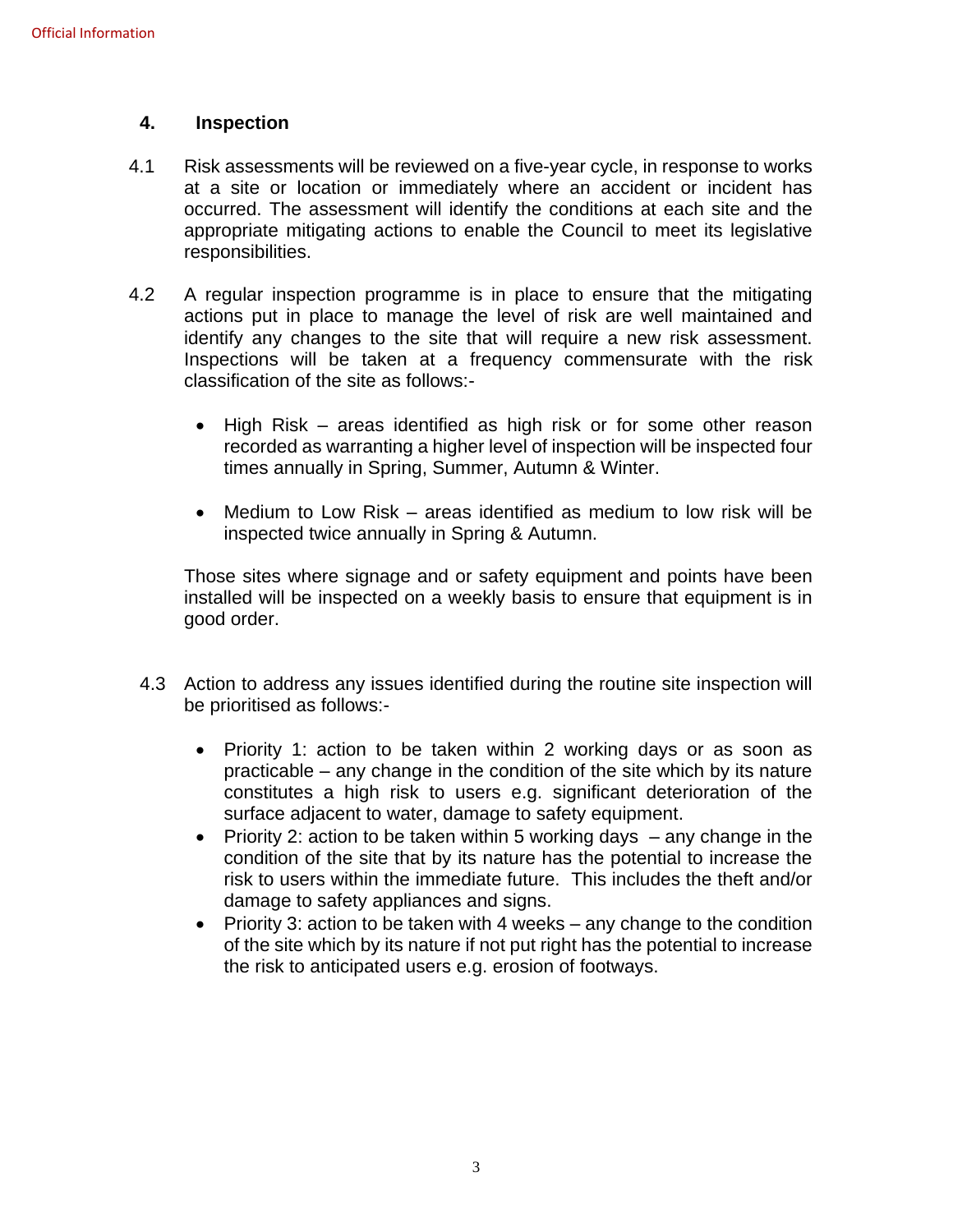## 4. Inspection

4.1 Risk assessments will be reviewed on a five-year cycle, in response to works at a site or location or immediately where an accident or incident has occurred. The assessment will identify the conditions at each site and the appropriate mitigating actions to enable the Council to meet its legislative responsibilities.

4.2 A regular inspection programme is in place to ensure that the mitigating actions put in place to manage the level of risk are well maintained and identify any changes to the site that will require a new risk assessment. Inspections will be taken at a frequency commensurate with the risk classification of the site as follows:-

- High Risk – areas identified as high risk or for some other reason recorded as warranting a higher level of inspection will be inspected four times annually in Spring, Summer, Autumn & Winter.

- Medium to Low Risk – areas identified as medium to low risk will be inspected twice annually in Spring & Autumn.

Those sites where signage and or safety equipment and points have been installed will be inspected on a weekly basis to ensure that equipment is in good order.

4.3 Action to address any issues identified during the routine site inspection will be prioritised as follows:-

- Priority 1: action to be taken within 2 working days or as soon as practicable – any change in the condition of the site which by its nature constitutes a high risk to users e.g. significant deterioration of the surface adjacent to water, damage to safety equipment.
- Priority 2: action to be taken within 5 working days – any change in the condition of the site that by its nature has the potential to increase the risk to users within the immediate future. This includes the theft and/or damage to safety appliances and signs.
- Priority 3: action to be taken with 4 weeks – any change to the condition of the site which by its nature if not put right has the potential to increase the risk to anticipated users e.g. erosion of footways.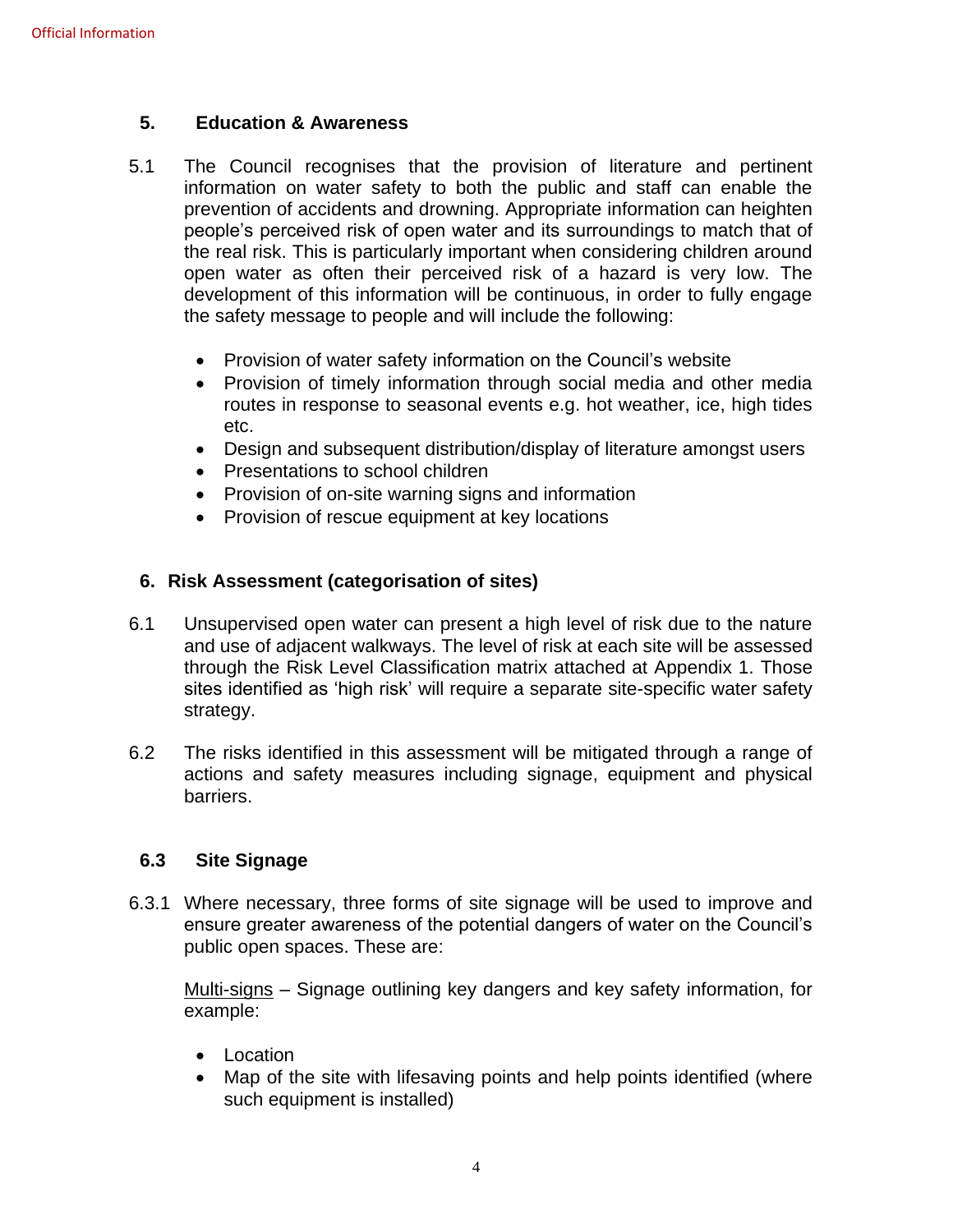## 5. Education & Awareness

5.1 The Council recognises that the provision of literature and pertinent information on water safety to both the public and staff can enable the prevention of accidents and drowning. Appropriate information can heighten people's perceived risk of open water and its surroundings to match that of the real risk. This is particularly important when considering children around open water as often their perceived risk of a hazard is very low. The development of this information will be continuous, in order to fully engage the safety message to people and will include the following:

- Provision of water safety information on the Council's website
- Provision of timely information through social media and other media routes in response to seasonal events e.g. hot weather, ice, high tides etc.
- Design and subsequent distribution/display of literature amongst users
- Presentations to school children
- Provision of on-site warning signs and information
- Provision of rescue equipment at key locations

## 6. Risk Assessment (categorisation of sites)

6.1 Unsupervised open water can present a high level of risk due to the nature and use of adjacent walkways. The level of risk at each site will be assessed through the Risk Level Classification matrix attached at Appendix 1. Those sites identified as 'high risk' will require a separate site-specific water safety strategy.

6.2 The risks identified in this assessment will be mitigated through a range of actions and safety measures including signage, equipment and physical barriers.

### 6.3 Site Signage

6.3.1 Where necessary, three forms of site signage will be used to improve and ensure greater awareness of the potential dangers of water on the Council's public open spaces. These are:

Multi-signs – Signage outlining key dangers and key safety information, for example:

- Location
- Map of the site with lifesaving points and help points identified (where such equipment is installed)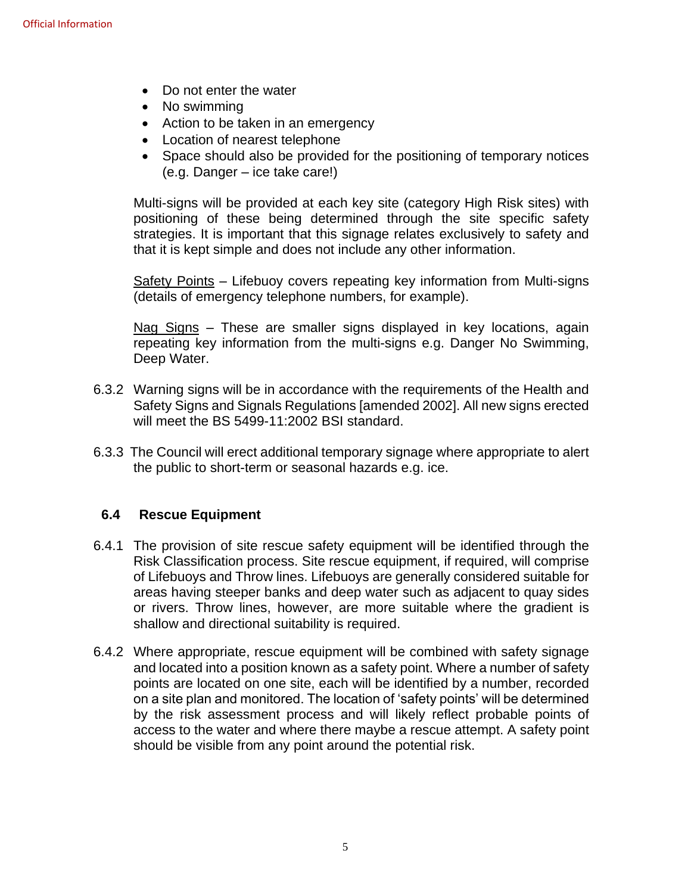- Do not enter the water
- No swimming
- Action to be taken in an emergency
- Location of nearest telephone
- Space should also be provided for the positioning of temporary notices (e.g. Danger – ice take care!)

Multi-signs will be provided at each key site (category High Risk sites) with positioning of these being determined through the site specific safety strategies. It is important that this signage relates exclusively to safety and that it is kept simple and does not include any other information.

<u>Safety Points</u> – Lifebuoy covers repeating key information from Multi-signs (details of emergency telephone numbers, for example).

<u>Nag Signs</u> – These are smaller signs displayed in key locations, again repeating key information from the multi-signs e.g. Danger No Swimming, Deep Water.

6.3.2 Warning signs will be in accordance with the requirements of the Health and Safety Signs and Signals Regulations [amended 2002]. All new signs erected will meet the BS 5499-11:2002 BSI standard.

6.3.3 The Council will erect additional temporary signage where appropriate to alert the public to short-term or seasonal hazards e.g. ice.

### 6.4 Rescue Equipment

6.4.1 The provision of site rescue safety equipment will be identified through the Risk Classification process. Site rescue equipment, if required, will comprise of Lifebuoys and Throw lines. Lifebuoys are generally considered suitable for areas having steeper banks and deep water such as adjacent to quay sides or rivers. Throw lines, however, are more suitable where the gradient is shallow and directional suitability is required.

6.4.2 Where appropriate, rescue equipment will be combined with safety signage and located into a position known as a safety point. Where a number of safety points are located on one site, each will be identified by a number, recorded on a site plan and monitored. The location of 'safety points' will be determined by the risk assessment process and will likely reflect probable points of access to the water and where there maybe a rescue attempt. A safety point should be visible from any point around the potential risk.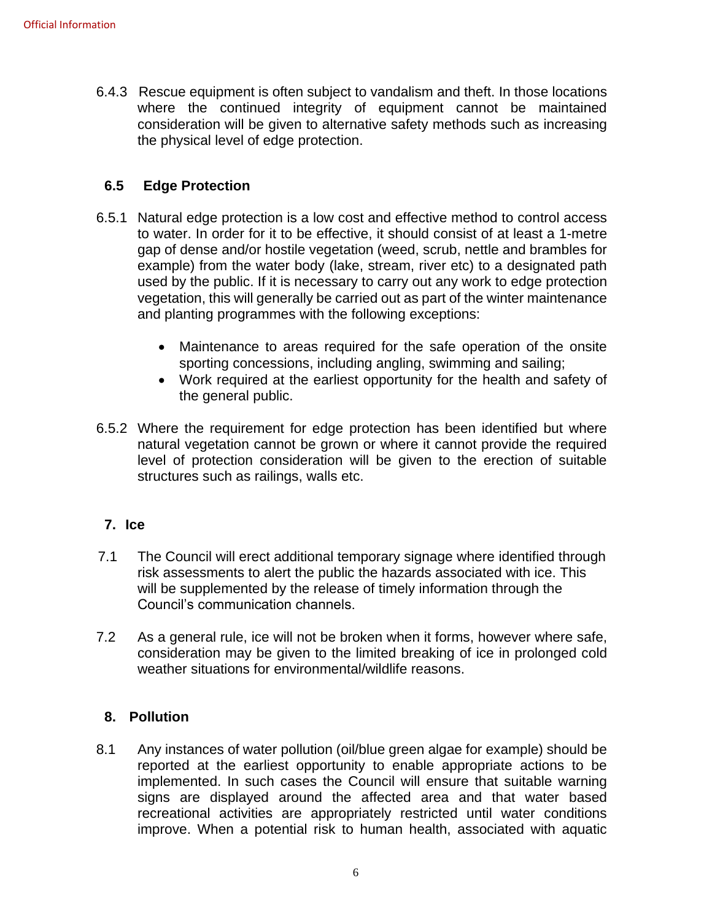6.4.3 Rescue equipment is often subject to vandalism and theft. In those locations where the continued integrity of equipment cannot be maintained consideration will be given to alternative safety methods such as increasing the physical level of edge protection.

### 6.5 Edge Protection

6.5.1 Natural edge protection is a low cost and effective method to control access to water. In order for it to be effective, it should consist of at least a 1-metre gap of dense and/or hostile vegetation (weed, scrub, nettle and brambles for example) from the water body (lake, stream, river etc) to a designated path used by the public. If it is necessary to carry out any work to edge protection vegetation, this will generally be carried out as part of the winter maintenance and planting programmes with the following exceptions:

- Maintenance to areas required for the safe operation of the onsite sporting concessions, including angling, swimming and sailing;
- Work required at the earliest opportunity for the health and safety of the general public.

6.5.2 Where the requirement for edge protection has been identified but where natural vegetation cannot be grown or where it cannot provide the required level of protection consideration will be given to the erection of suitable structures such as railings, walls etc.

## 7. Ice

7.1 The Council will erect additional temporary signage where identified through risk assessments to alert the public the hazards associated with ice. This will be supplemented by the release of timely information through the Council's communication channels.

7.2 As a general rule, ice will not be broken when it forms, however where safe, consideration may be given to the limited breaking of ice in prolonged cold weather situations for environmental/wildlife reasons.

## 8. Pollution

8.1 Any instances of water pollution (oil/blue green algae for example) should be reported at the earliest opportunity to enable appropriate actions to be implemented. In such cases the Council will ensure that suitable warning signs are displayed around the affected area and that water based recreational activities are appropriately restricted until water conditions improve. When a potential risk to human health, associated with aquatic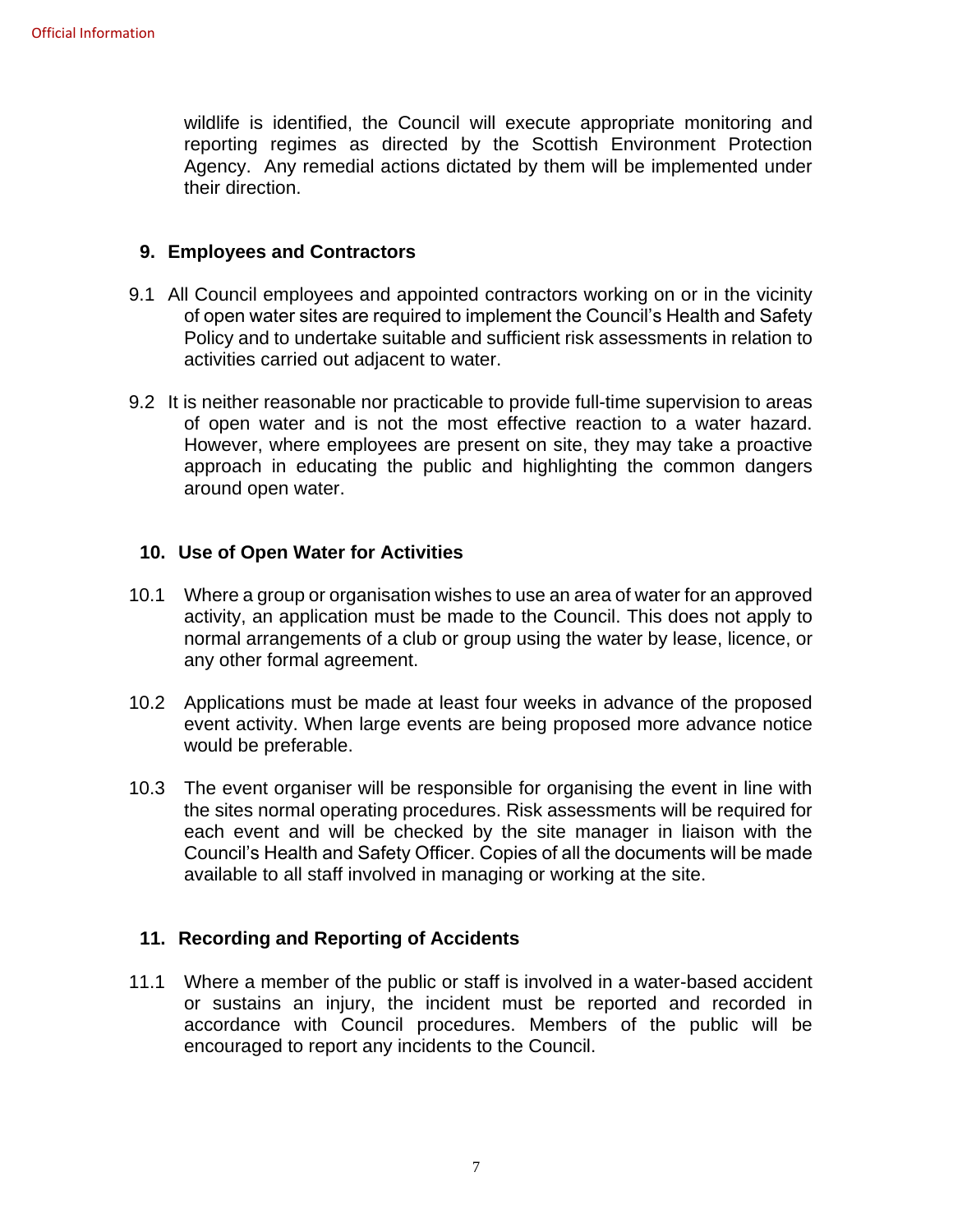wildlife is identified, the Council will execute appropriate monitoring and reporting regimes as directed by the Scottish Environment Protection Agency. Any remedial actions dictated by them will be implemented under their direction.

## 9. Employees and Contractors

9.1 All Council employees and appointed contractors working on or in the vicinity of open water sites are required to implement the Council's Health and Safety Policy and to undertake suitable and sufficient risk assessments in relation to activities carried out adjacent to water.

9.2 It is neither reasonable nor practicable to provide full-time supervision to areas of open water and is not the most effective reaction to a water hazard. However, where employees are present on site, they may take a proactive approach in educating the public and highlighting the common dangers around open water.

## 10. Use of Open Water for Activities

10.1 Where a group or organisation wishes to use an area of water for an approved activity, an application must be made to the Council. This does not apply to normal arrangements of a club or group using the water by lease, licence, or any other formal agreement.

10.2 Applications must be made at least four weeks in advance of the proposed event activity. When large events are being proposed more advance notice would be preferable.

10.3 The event organiser will be responsible for organising the event in line with the sites normal operating procedures. Risk assessments will be required for each event and will be checked by the site manager in liaison with the Council's Health and Safety Officer. Copies of all the documents will be made available to all staff involved in managing or working at the site.

## 11. Recording and Reporting of Accidents

11.1 Where a member of the public or staff is involved in a water-based accident or sustains an injury, the incident must be reported and recorded in accordance with Council procedures. Members of the public will be encouraged to report any incidents to the Council.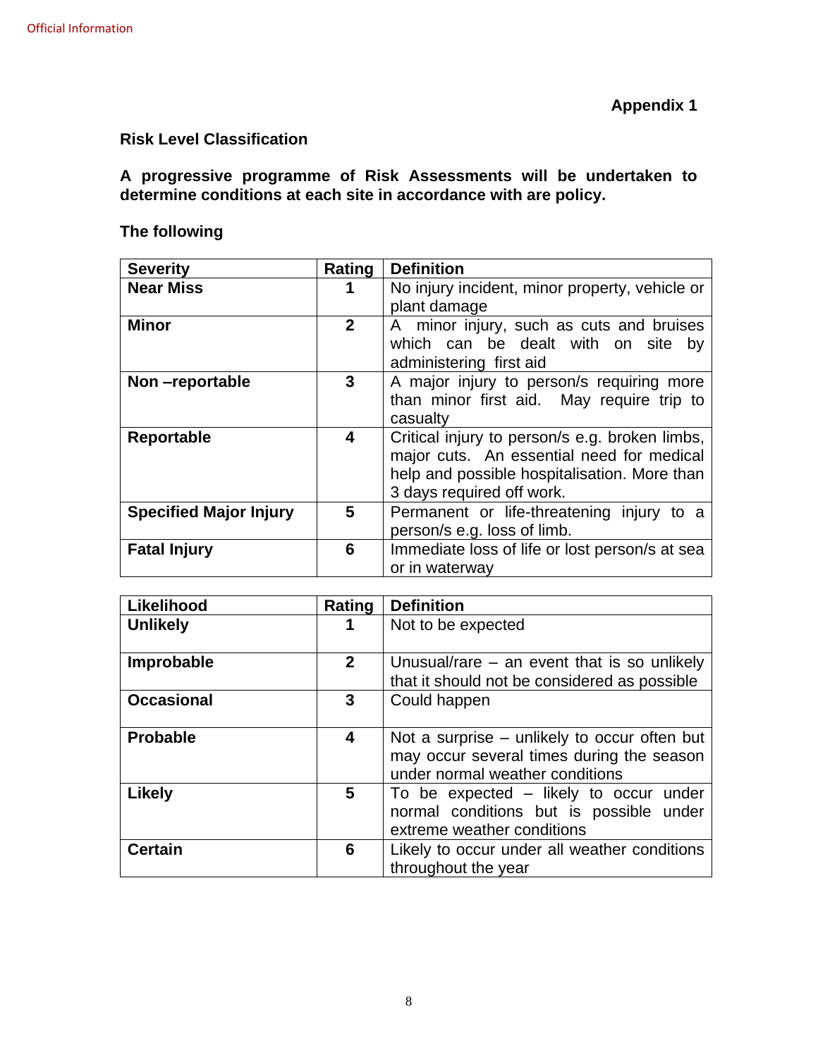**Appendix 1**

**Risk Level Classification**

**A progressive programme of Risk Assessments will be undertaken to determine conditions at each site in accordance with are policy.**

**The following**

| Severity | Rating | Definition |
| --- | --- | --- |
| **Near Miss** | **1** | No injury incident, minor property, vehicle or plant damage |
| **Minor** | **2** | A minor injury, such as cuts and bruises which can be dealt with on site by administering first aid |
| **Non –reportable** | **3** | A major injury to person/s requiring more than minor first aid. May require trip to casualty |
| **Reportable** | **4** | Critical injury to person/s e.g. broken limbs, major cuts. An essential need for medical help and possible hospitalisation. More than 3 days required off work. |
| **Specified Major Injury** | **5** | Permanent or life-threatening injury to a person/s e.g. loss of limb. |
| **Fatal Injury** | **6** | Immediate loss of life or lost person/s at sea or in waterway |

| Likelihood | Rating | Definition |
| --- | --- | --- |
| **Unlikely** | **1** | Not to be expected |
| **Improbable** | **2** | Unusual/rare – an event that is so unlikely that it should not be considered as possible |
| **Occasional** | **3** | Could happen |
| **Probable** | **4** | Not a surprise – unlikely to occur often but may occur several times during the season under normal weather conditions |
| **Likely** | **5** | To be expected – likely to occur under normal conditions but is possible under extreme weather conditions |
| **Certain** | **6** | Likely to occur under all weather conditions throughout the year |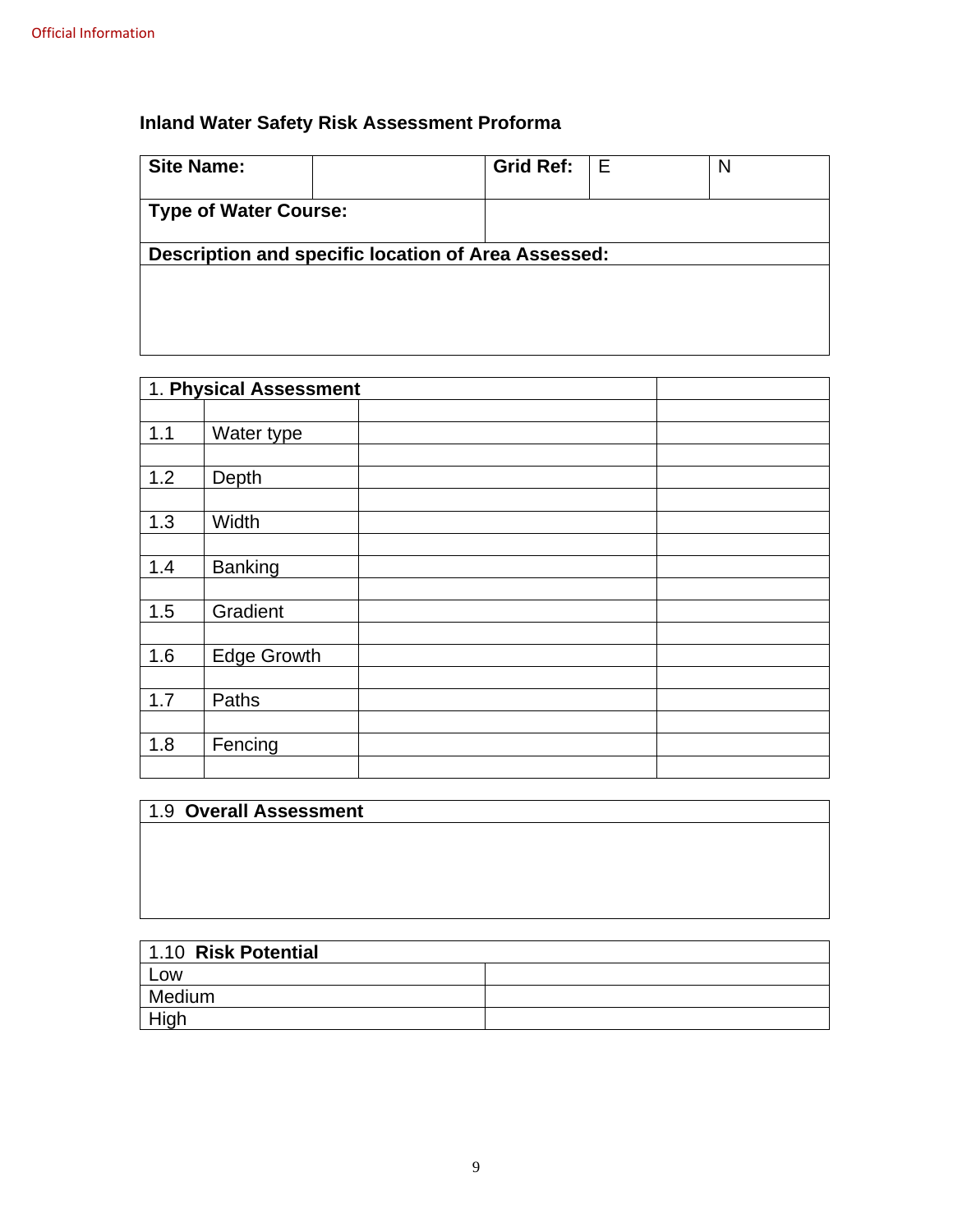**Inland Water Safety Risk Assessment Proforma**

| **Site Name:** | | **Grid Ref:** | E | N |
|---|---|---|---|---|
| **Type of Water Course:** | | | | |
| **Description and specific location of Area Assessed:** | | | | |
| | | | | |

| 1. **Physical Assessment** | | | |
|---|---|---|---|
| | | | |
| 1.1 | Water type | | |
| | | | |
| 1.2 | Depth | | |
| | | | |
| 1.3 | Width | | |
| | | | |
| 1.4 | Banking | | |
| | | | |
| 1.5 | Gradient | | |
| | | | |
| 1.6 | Edge Growth | | |
| | | | |
| 1.7 | Paths | | |
| | | | |
| 1.8 | Fencing | | |
| | | | |

| 1.9 **Overall Assessment** |
|---|
| |

| 1.10 **Risk Potential** | |
|---|---|
| Low | |
| Medium | |
| High | |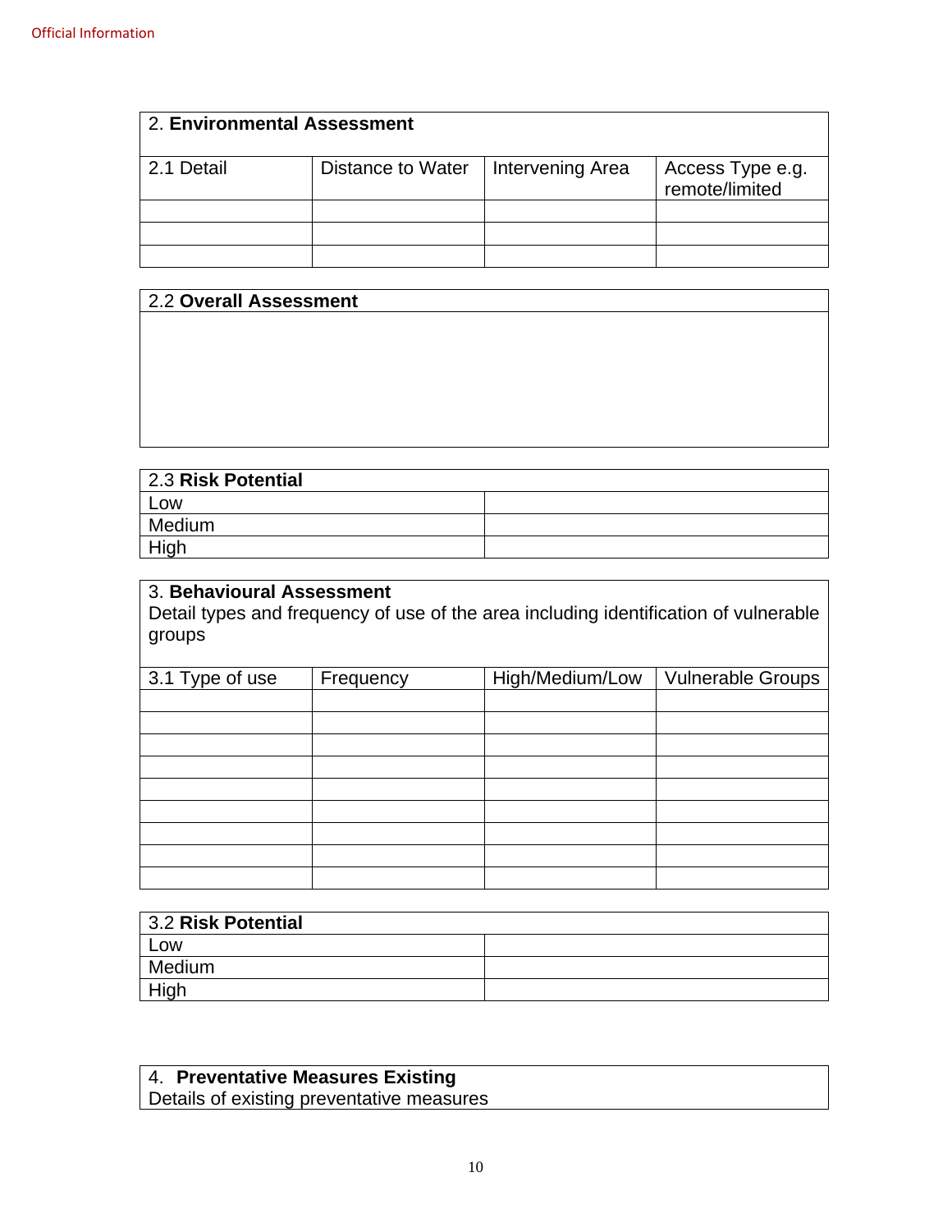| 2. **Environmental Assessment** | | | |
|---|---|---|---|
| 2.1 Detail | Distance to Water | Intervening Area | Access Type e.g. remote/limited |
| | | | |
| | | | |
| | | | |

| 2.2 **Overall Assessment** |
|---|
| |

| 2.3 **Risk Potential** | |
|---|---|
| Low | |
| Medium | |
| High | |

| 3. **Behavioural Assessment**<br>Detail types and frequency of use of the area including identification of vulnerable groups | | | |
|---|---|---|---|
| 3.1 Type of use | Frequency | High/Medium/Low | Vulnerable Groups |
| | | | |
| | | | |
| | | | |
| | | | |
| | | | |
| | | | |
| | | | |
| | | | |
| | | | |

| 3.2 **Risk Potential** | |
|---|---|
| Low | |
| Medium | |
| High | |

| 4. **Preventative Measures Existing**<br>Details of existing preventative measures |
|---|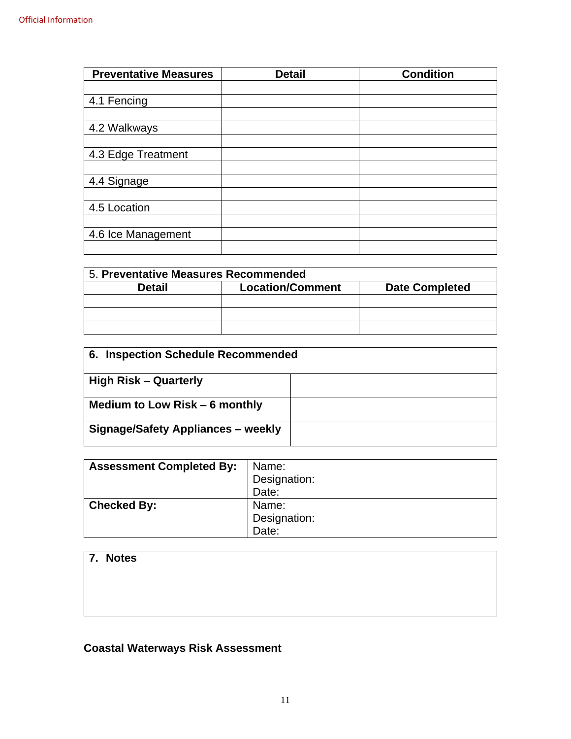| Preventative Measures | Detail | Condition |
|---|---|---|
| | | |
| 4.1 Fencing | | |
| | | |
| 4.2 Walkways | | |
| | | |
| 4.3 Edge Treatment | | |
| | | |
| 4.4 Signage | | |
| | | |
| 4.5 Location | | |
| | | |
| 4.6 Ice Management | | |
| | | |

| 5. **Preventative Measures Recommended** | | |
|---|---|---|
| **Detail** | **Location/Comment** | **Date Completed** |
| | | |
| | | |
| | | |

| **6. Inspection Schedule Recommended** | |
|---|---|
| **High Risk – Quarterly** | |
| **Medium to Low Risk – 6 monthly** | |
| **Signage/Safety Appliances – weekly** | |

| **Assessment Completed By:** | Name:<br>Designation:<br>Date: |
|---|---|
| **Checked By:** | Name:<br>Designation:<br>Date: |

| **7. Notes** |
|---|
| |

**Coastal Waterways Risk Assessment**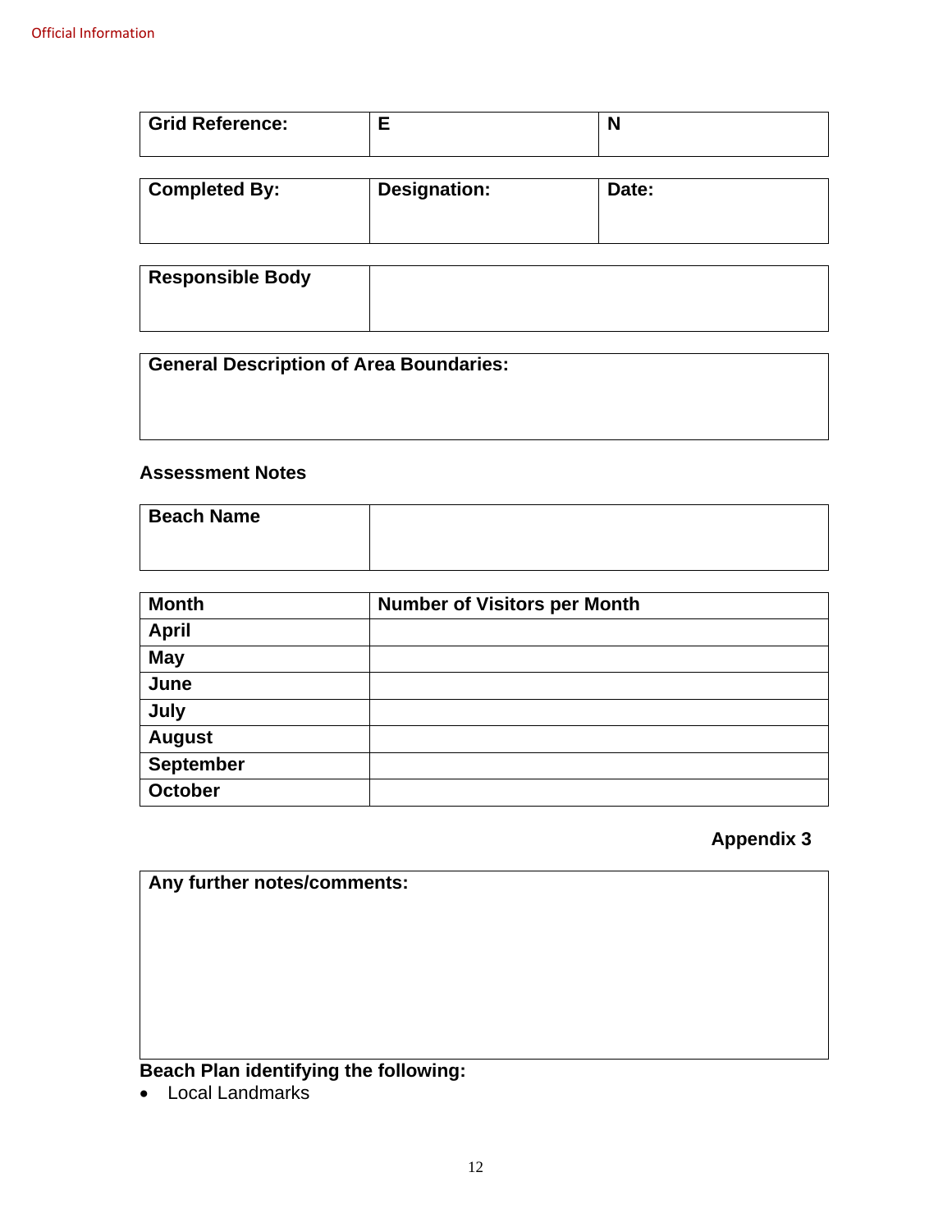| Grid Reference: | E | N |
|---|---|---|

| Completed By: | Designation: | Date: |
|---|---|---|

| Responsible Body | |
|---|---|

| General Description of Area Boundaries: |
|---|
| |

**Assessment Notes**

| Beach Name | |
|---|---|

| Month | Number of Visitors per Month |
|---|---|
| April | |
| May | |
| June | |
| July | |
| August | |
| September | |
| October | |

**Appendix 3**

| Any further notes/comments: |
|---|
| |

**Beach Plan identifying the following:**

- Local Landmarks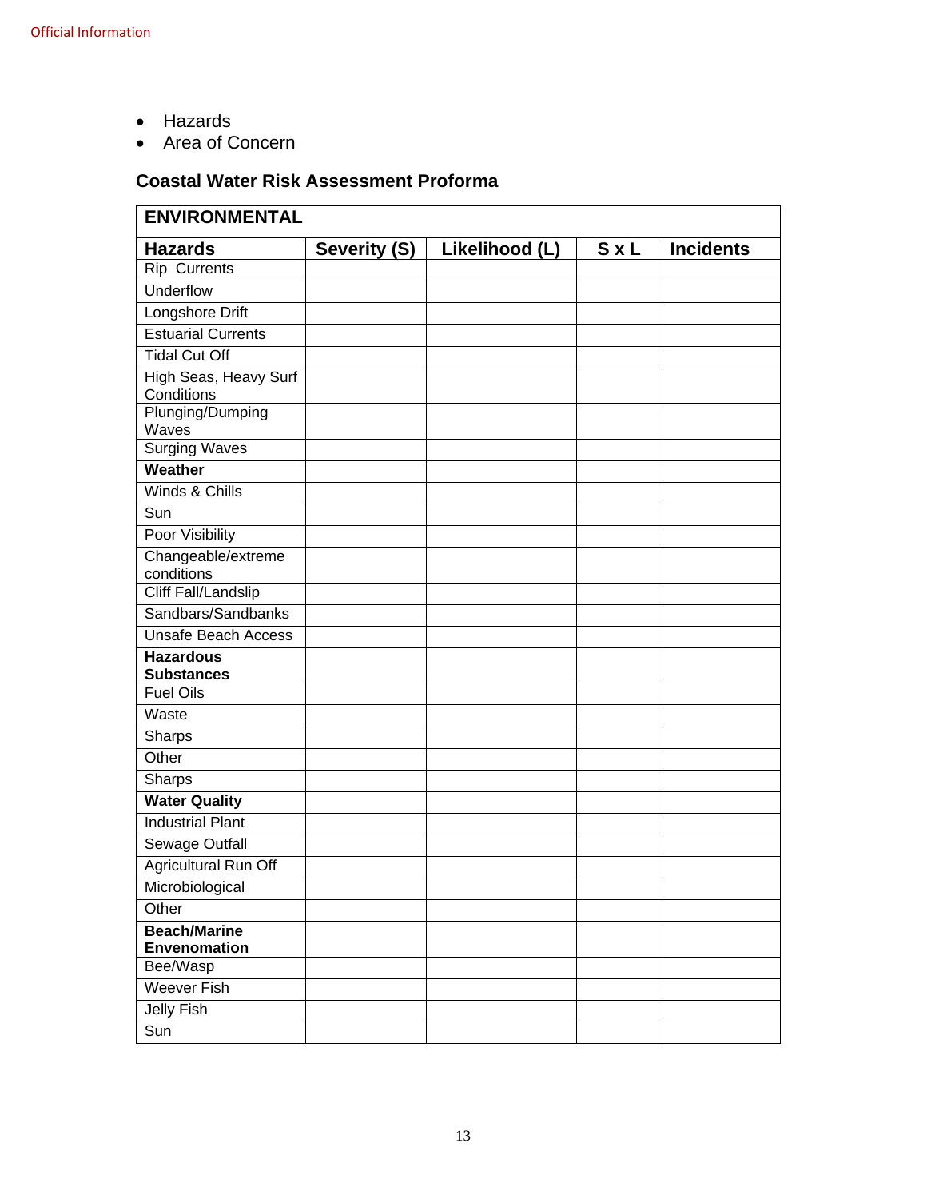- Hazards
- Area of Concern

### Coastal Water Risk Assessment Proforma

| **ENVIRONMENTAL** | | | | |
|---|---|---|---|---|
| **Hazards** | **Severity (S)** | **Likelihood (L)** | **S x L** | **Incidents** |
| Rip Currents | | | | |
| Underflow | | | | |
| Longshore Drift | | | | |
| Estuarial Currents | | | | |
| Tidal Cut Off | | | | |
| High Seas, Heavy Surf Conditions | | | | |
| Plunging/Dumping Waves | | | | |
| Surging Waves | | | | |
| **Weather** | | | | |
| Winds & Chills | | | | |
| Sun | | | | |
| Poor Visibility | | | | |
| Changeable/extreme conditions | | | | |
| Cliff Fall/Landslip | | | | |
| Sandbars/Sandbanks | | | | |
| Unsafe Beach Access | | | | |
| **Hazardous Substances** | | | | |
| Fuel Oils | | | | |
| Waste | | | | |
| Sharps | | | | |
| Other | | | | |
| Sharps | | | | |
| **Water Quality** | | | | |
| Industrial Plant | | | | |
| Sewage Outfall | | | | |
| Agricultural Run Off | | | | |
| Microbiological | | | | |
| Other | | | | |
| **Beach/Marine Envenomation** | | | | |
| Bee/Wasp | | | | |
| Weever Fish | | | | |
| Jelly Fish | | | | |
| Sun | | | | |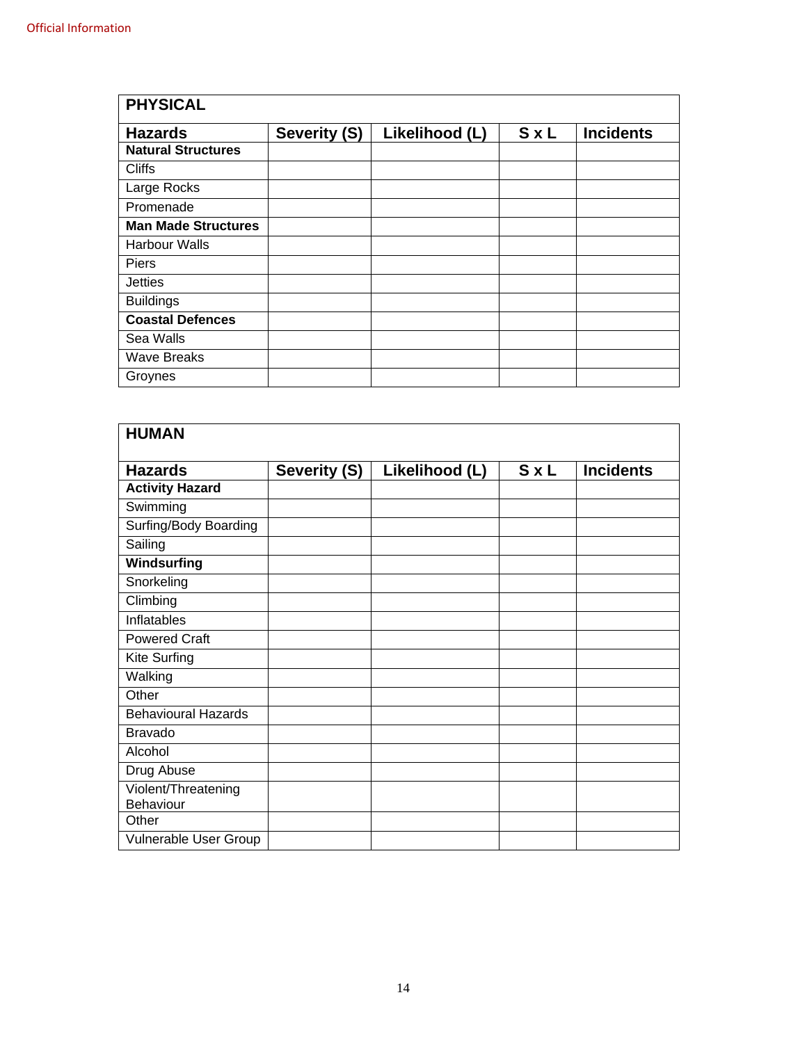| PHYSICAL | | | | |
|---|---|---|---|---|
| **Hazards** | **Severity (S)** | **Likelihood (L)** | **S x L** | **Incidents** |
| **Natural Structures** | | | | |
| Cliffs | | | | |
| Large Rocks | | | | |
| Promenade | | | | |
| **Man Made Structures** | | | | |
| Harbour Walls | | | | |
| Piers | | | | |
| Jetties | | | | |
| Buildings | | | | |
| **Coastal Defences** | | | | |
| Sea Walls | | | | |
| Wave Breaks | | | | |
| Groynes | | | | |

| HUMAN | | | | |
|---|---|---|---|---|
| **Hazards** | **Severity (S)** | **Likelihood (L)** | **S x L** | **Incidents** |
| **Activity Hazard** | | | | |
| Swimming | | | | |
| Surfing/Body Boarding | | | | |
| Sailing | | | | |
| **Windsurfing** | | | | |
| Snorkeling | | | | |
| Climbing | | | | |
| Inflatables | | | | |
| Powered Craft | | | | |
| Kite Surfing | | | | |
| Walking | | | | |
| Other | | | | |
| Behavioural Hazards | | | | |
| Bravado | | | | |
| Alcohol | | | | |
| Drug Abuse | | | | |
| Violent/Threatening Behaviour | | | | |
| Other | | | | |
| Vulnerable User Group | | | | |